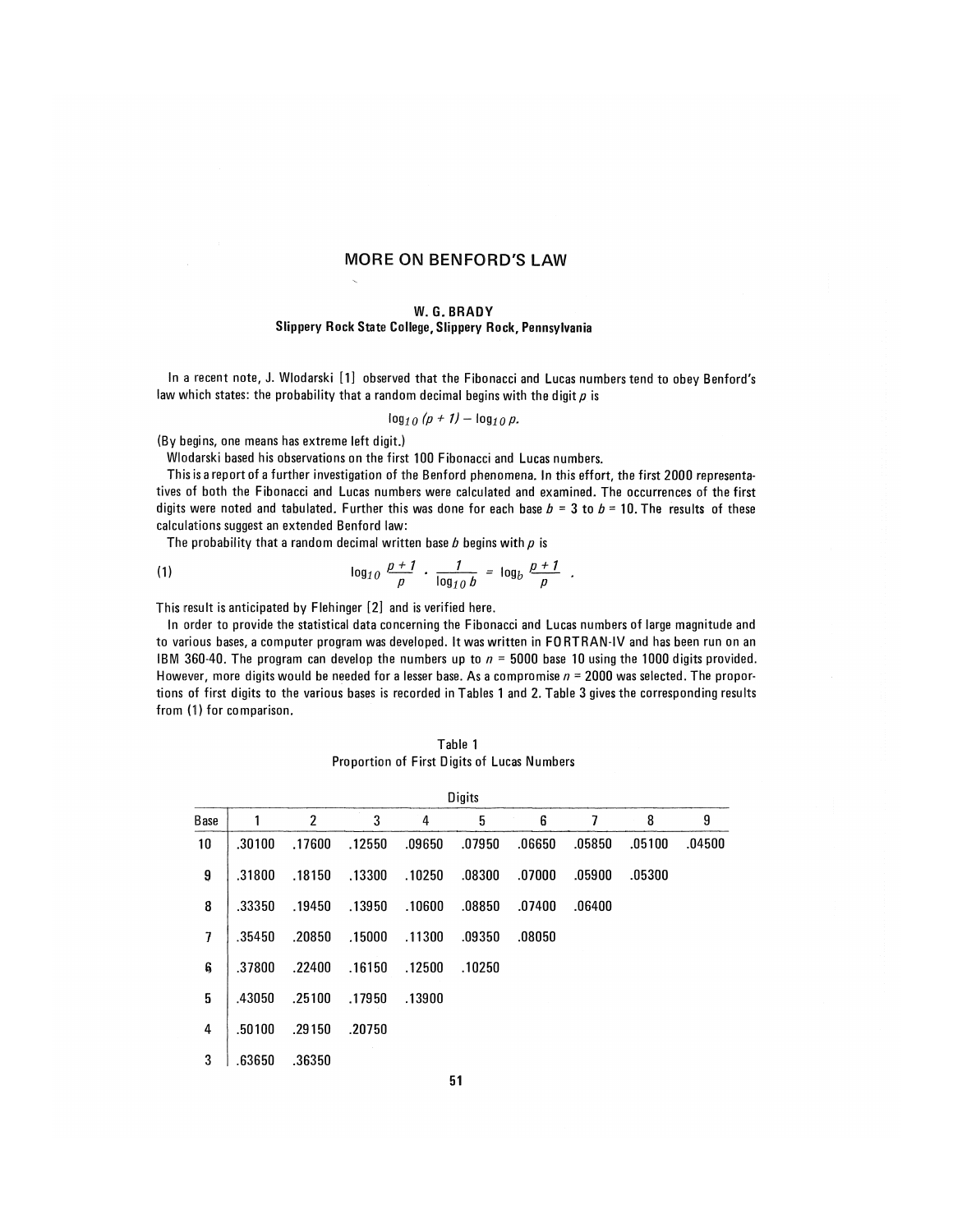# MORE ON BENFORD'S LAW

**W. G. BRADY**
**Slippery Rock State College, Slippery Rock, Pennsylvania**

In a recent note, J. Wlodarski [1] observed that the Fibonacci and Lucas numbers tend to obey Benford's law which states: the probability that a random decimal begins with the digit $p$ is

$$\log_{10}(p+1) - \log_{10} p.$$

(By begins, one means has extreme left digit.)

Wlodarski based his observations on the first 100 Fibonacci and Lucas numbers.

This is a report of a further investigation of the Benford phenomena. In this effort, the first 2000 representatives of both the Fibonacci and Lucas numbers were calculated and examined. The occurrences of the first digits were noted and tabulated. Further this was done for each base $b = 3$ to $b = 10$. The results of these calculations suggest an extended Benford law:

The probability that a random decimal written base $b$ begins with $p$ is

$$\log_{10} \frac{p+1}{p} \cdot \frac{1}{\log_{10} b} = \log_b \frac{p+1}{p} . \tag{1}$$

This result is anticipated by Flehinger [2] and is verified here.

In order to provide the statistical data concerning the Fibonacci and Lucas numbers of large magnitude and to various bases, a computer program was developed. It was written in FORTRAN-IV and has been run on an IBM 360-40. The program can develop the numbers up to $n = 5000$ base 10 using the 1000 digits provided. However, more digits would be needed for a lesser base. As a compromise $n = 2000$ was selected. The proportions of first digits to the various bases is recorded in Tables 1 and 2. Table 3 gives the corresponding results from (1) for comparison.

Table 1
Proportion of First Digits of Lucas Numbers

| | Digits | | | | | | | | |
|---|---|---|---|---|---|---|---|---|---|
| Base | 1 | 2 | 3 | 4 | 5 | 6 | 7 | 8 | 9 |
| 10 | .30100 | .17600 | .12550 | .09650 | .07950 | .06650 | .05850 | .05100 | .04500 |
| 9 | .31800 | .18150 | .13300 | .10250 | .08300 | .07000 | .05900 | .05300 | |
| 8 | .33350 | .19450 | .13950 | .10600 | .08850 | .07400 | .06400 | | |
| 7 | .35450 | .20850 | .15000 | .11300 | .09350 | .08050 | | | |
| 6 | .37800 | .22400 | .16150 | .12500 | .10250 | | | | |
| 5 | .43050 | .25100 | .17950 | .13900 | | | | | |
| 4 | .50100 | .29150 | .20750 | | | | | | |
| 3 | .63650 | .36350 | | | | | | | |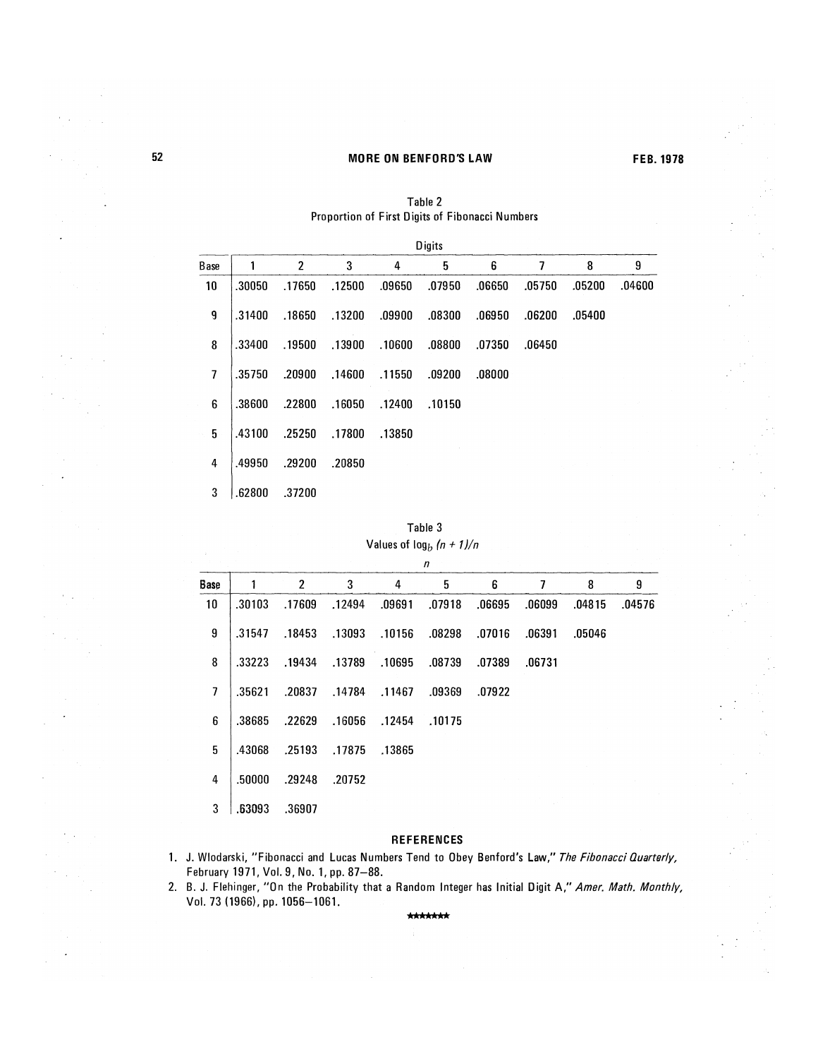Table 2
Proportion of First Digits of Fibonacci Numbers

| | Digits | | | | | | | | |
|---|---|---|---|---|---|---|---|---|---|
| Base | 1 | 2 | 3 | 4 | 5 | 6 | 7 | 8 | 9 |
| 10 | .30050 | .17650 | .12500 | .09650 | .07950 | .06650 | .05750 | .05200 | .04600 |
| 9 | .31400 | .18650 | .13200 | .09900 | .08300 | .06950 | .06200 | .05400 | |
| 8 | .33400 | .19500 | .13900 | .10600 | .08800 | .07350 | .06450 | | |
| 7 | .35750 | .20900 | .14600 | .11550 | .09200 | .08000 | | | |
| 6 | .38600 | .22800 | .16050 | .12400 | .10150 | | | | |
| 5 | .43100 | .25250 | .17800 | .13850 | | | | | |
| 4 | .49950 | .29200 | .20850 | | | | | | |
| 3 | .62800 | .37200 | | | | | | | |

Table 3
Values of $\log_b (n+1)/n$

| | $n$ | | | | | | | | |
|---|---|---|---|---|---|---|---|---|---|
| Base | 1 | 2 | 3 | 4 | 5 | 6 | 7 | 8 | 9 |
| 10 | .30103 | .17609 | .12494 | .09691 | .07918 | .06695 | .06099 | .04815 | .04576 |
| 9 | .31547 | .18453 | .13093 | .10156 | .08298 | .07016 | .06391 | .05046 | |
| 8 | .33223 | .19434 | .13789 | .10695 | .08739 | .07389 | .06731 | | |
| 7 | .35621 | .20837 | .14784 | .11467 | .09369 | .07922 | | | |
| 6 | .38685 | .22629 | .16056 | .12454 | .10175 | | | | |
| 5 | .43068 | .25193 | .17875 | .13865 | | | | | |
| 4 | .50000 | .29248 | .20752 | | | | | | |
| 3 | .63093 | .36907 | | | | | | | |

## REFERENCES

1. J. Wlodarski, "Fibonacci and Lucas Numbers Tend to Obey Benford's Law," *The Fibonacci Quarterly*, February 1971, Vol. 9, No. 1, pp. 87–88.
2. B. J. Flehinger, "On the Probability that a Random Integer has Initial Digit A," *Amer. Math. Monthly*, Vol. 73 (1966), pp. 1056–1061.

*******